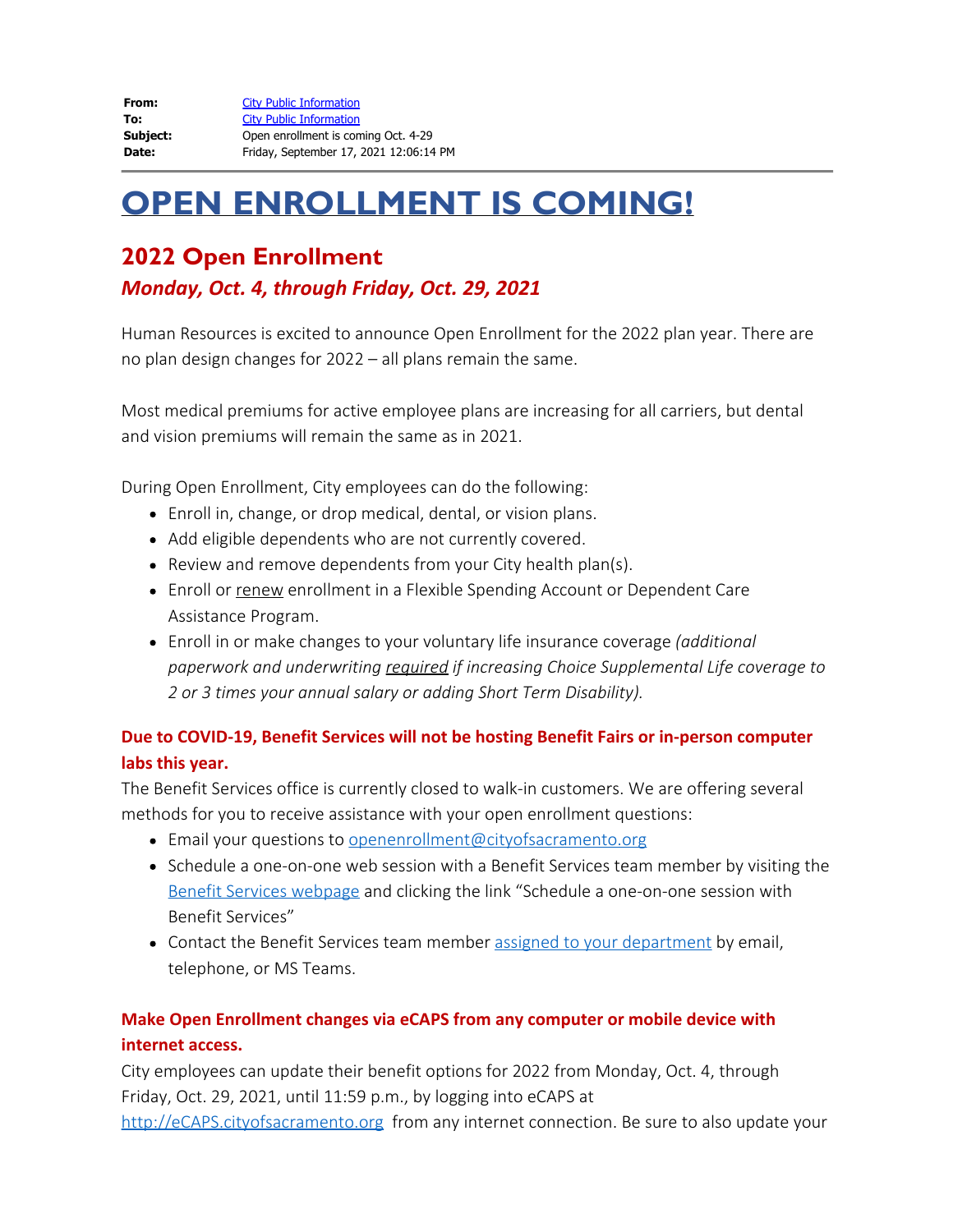**From:** City Public Information
**To:** City Public Information
**Subject:** Open enrollment is coming Oct. 4-29
**Date:** Friday, September 17, 2021 12:06:14 PM

---

# OPEN ENROLLMENT IS COMING!

## 2022 Open Enrollment

### *Monday, Oct. 4, through Friday, Oct. 29, 2021*

Human Resources is excited to announce Open Enrollment for the 2022 plan year. There are no plan design changes for 2022 – all plans remain the same.

Most medical premiums for active employee plans are increasing for all carriers, but dental and vision premiums will remain the same as in 2021.

During Open Enrollment, City employees can do the following:

- Enroll in, change, or drop medical, dental, or vision plans.
- Add eligible dependents who are not currently covered.
- Review and remove dependents from your City health plan(s).
- Enroll or renew enrollment in a Flexible Spending Account or Dependent Care Assistance Program.
- Enroll in or make changes to your voluntary life insurance coverage *(additional paperwork and underwriting required if increasing Choice Supplemental Life coverage to 2 or 3 times your annual salary or adding Short Term Disability).*

**Due to COVID-19, Benefit Services will not be hosting Benefit Fairs or in-person computer labs this year.**

The Benefit Services office is currently closed to walk-in customers. We are offering several methods for you to receive assistance with your open enrollment questions:

- Email your questions to openenrollment@cityofsacramento.org
- Schedule a one-on-one web session with a Benefit Services team member by visiting the Benefit Services webpage and clicking the link "Schedule a one-on-one session with Benefit Services"
- Contact the Benefit Services team member assigned to your department by email, telephone, or MS Teams.

**Make Open Enrollment changes via eCAPS from any computer or mobile device with internet access.**

City employees can update their benefit options for 2022 from Monday, Oct. 4, through Friday, Oct. 29, 2021, until 11:59 p.m., by logging into eCAPS at http://eCAPS.cityofsacramento.org from any internet connection. Be sure to also update your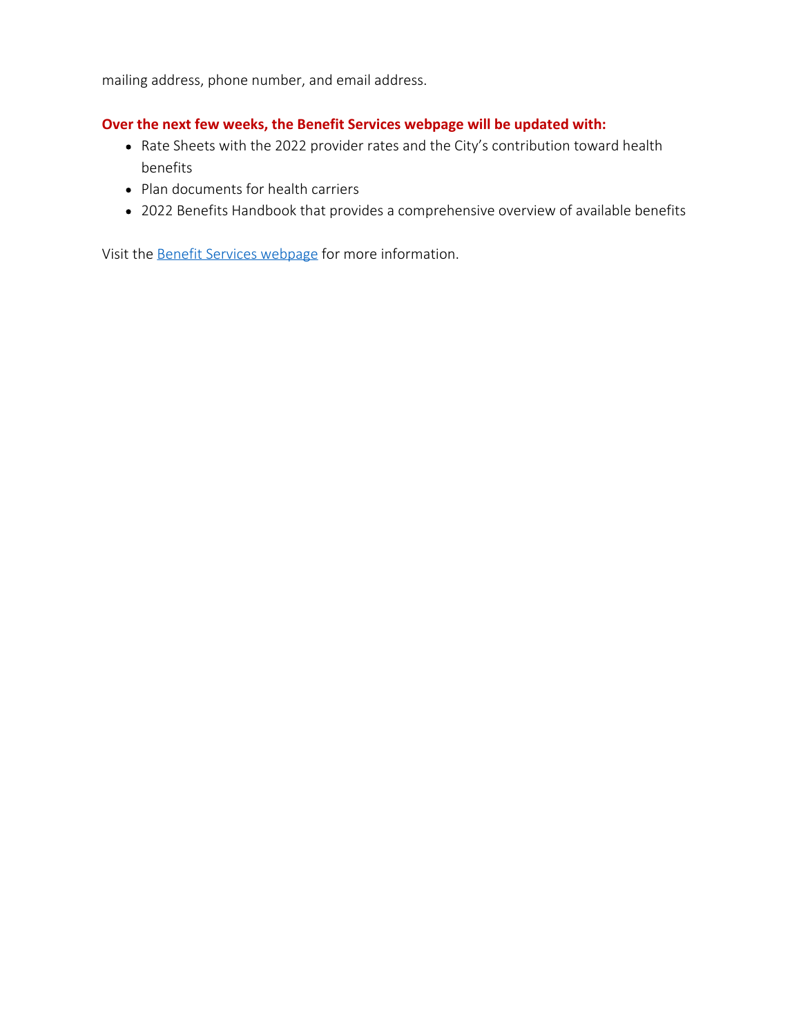mailing address, phone number, and email address.

**Over the next few weeks, the Benefit Services webpage will be updated with:**

- Rate Sheets with the 2022 provider rates and the City's contribution toward health benefits
- Plan documents for health carriers
- 2022 Benefits Handbook that provides a comprehensive overview of available benefits

Visit the Benefit Services webpage for more information.